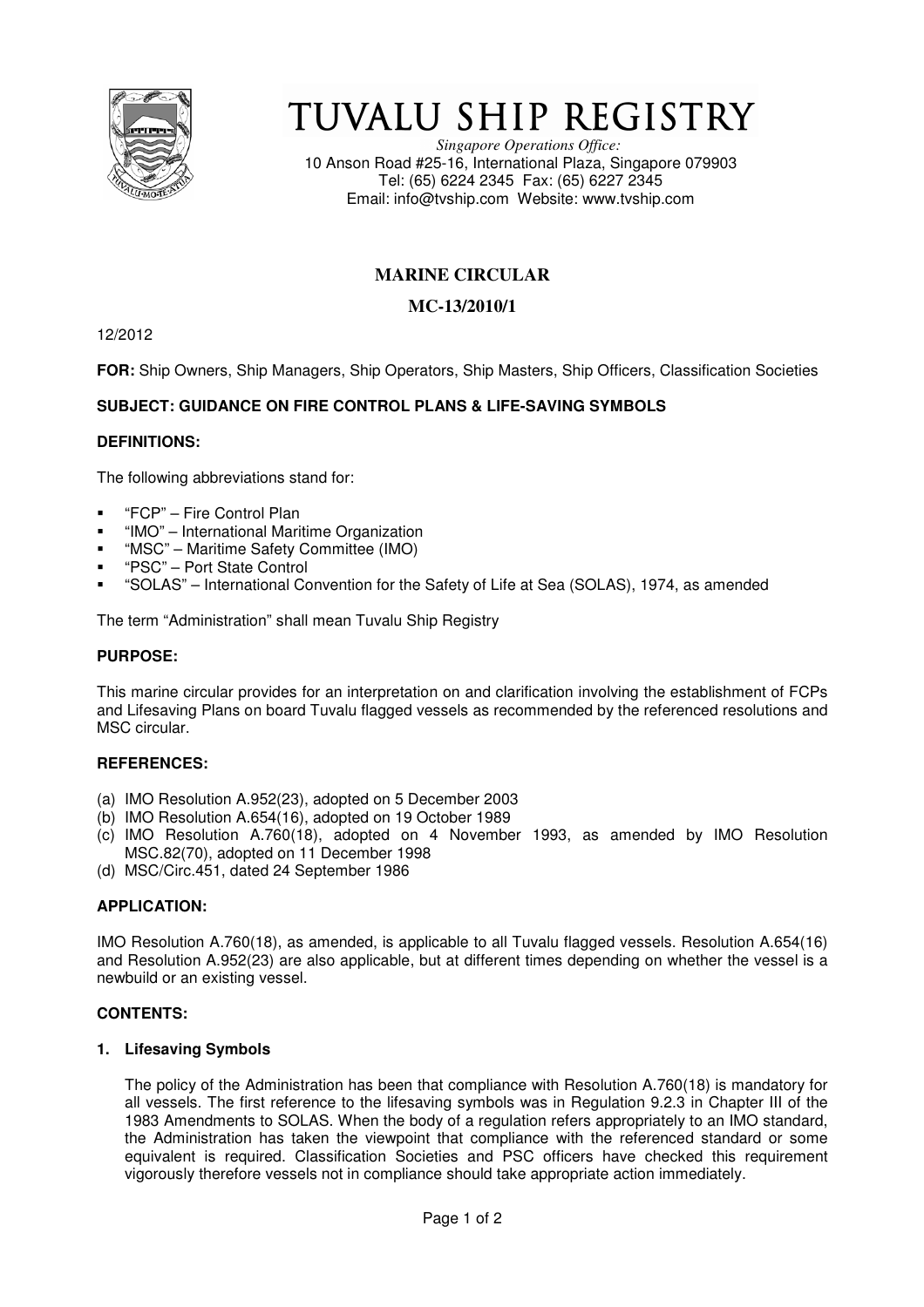# TUVALU SHIP REGISTRY

*Singapore Operations Office:*
10 Anson Road #25-16, International Plaza, Singapore 079903
Tel: (65) 6224 2345 Fax: (65) 6227 2345
Email: info@tvship.com Website: www.tvship.com

## MARINE CIRCULAR

## MC-13/2010/1

12/2012

**FOR:** Ship Owners, Ship Managers, Ship Operators, Ship Masters, Ship Officers, Classification Societies

**SUBJECT: GUIDANCE ON FIRE CONTROL PLANS & LIFE-SAVING SYMBOLS**

**DEFINITIONS:**

The following abbreviations stand for:

- "FCP" – Fire Control Plan
- "IMO" – International Maritime Organization
- "MSC" – Maritime Safety Committee (IMO)
- "PSC" – Port State Control
- "SOLAS" – International Convention for the Safety of Life at Sea (SOLAS), 1974, as amended

The term "Administration" shall mean Tuvalu Ship Registry

**PURPOSE:**

This marine circular provides for an interpretation on and clarification involving the establishment of FCPs and Lifesaving Plans on board Tuvalu flagged vessels as recommended by the referenced resolutions and MSC circular.

**REFERENCES:**

(a) IMO Resolution A.952(23), adopted on 5 December 2003
(b) IMO Resolution A.654(16), adopted on 19 October 1989
(c) IMO Resolution A.760(18), adopted on 4 November 1993, as amended by IMO Resolution MSC.82(70), adopted on 11 December 1998
(d) MSC/Circ.451, dated 24 September 1986

**APPLICATION:**

IMO Resolution A.760(18), as amended, is applicable to all Tuvalu flagged vessels. Resolution A.654(16) and Resolution A.952(23) are also applicable, but at different times depending on whether the vessel is a newbuild or an existing vessel.

**CONTENTS:**

**1. Lifesaving Symbols**

The policy of the Administration has been that compliance with Resolution A.760(18) is mandatory for all vessels. The first reference to the lifesaving symbols was in Regulation 9.2.3 in Chapter III of the 1983 Amendments to SOLAS. When the body of a regulation refers appropriately to an IMO standard, the Administration has taken the viewpoint that compliance with the referenced standard or some equivalent is required. Classification Societies and PSC officers have checked this requirement vigorously therefore vessels not in compliance should take appropriate action immediately.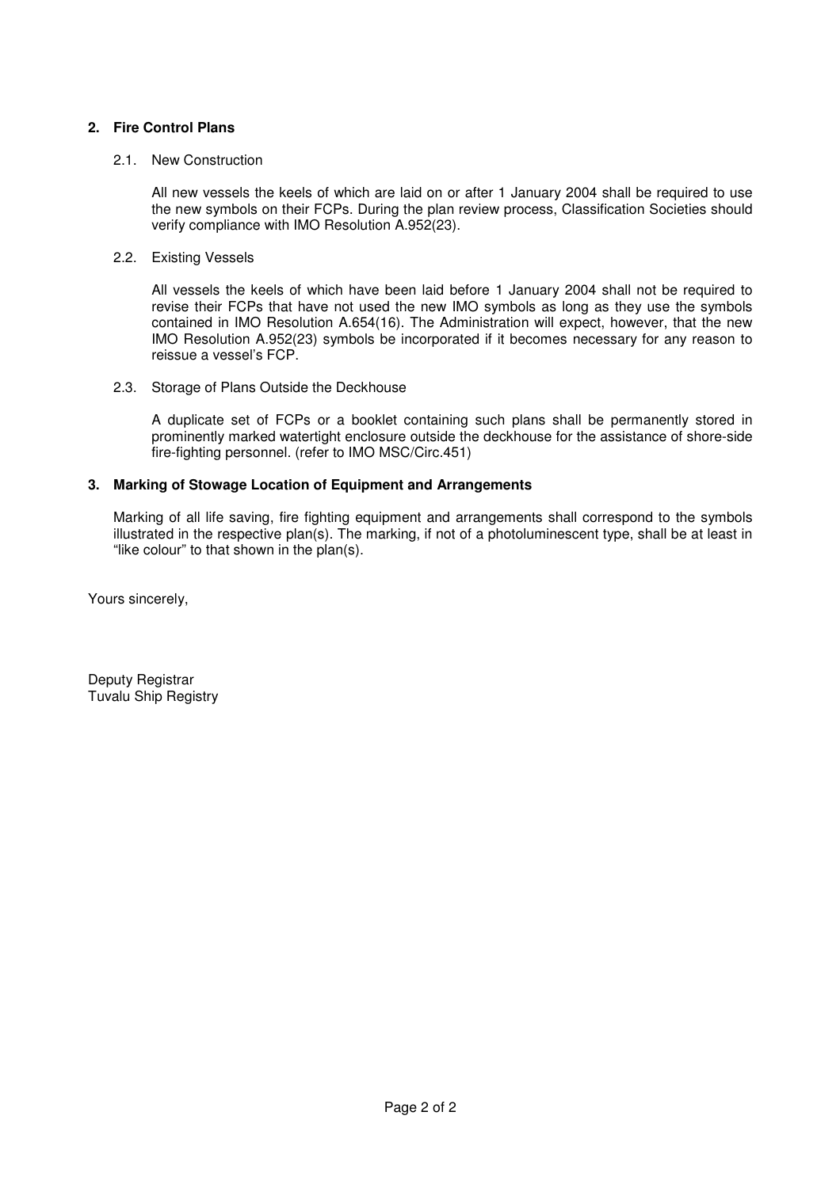## 2. Fire Control Plans

### 2.1. New Construction

All new vessels the keels of which are laid on or after 1 January 2004 shall be required to use the new symbols on their FCPs. During the plan review process, Classification Societies should verify compliance with IMO Resolution A.952(23).

### 2.2. Existing Vessels

All vessels the keels of which have been laid before 1 January 2004 shall not be required to revise their FCPs that have not used the new IMO symbols as long as they use the symbols contained in IMO Resolution A.654(16). The Administration will expect, however, that the new IMO Resolution A.952(23) symbols be incorporated if it becomes necessary for any reason to reissue a vessel's FCP.

### 2.3. Storage of Plans Outside the Deckhouse

A duplicate set of FCPs or a booklet containing such plans shall be permanently stored in prominently marked watertight enclosure outside the deckhouse for the assistance of shore-side fire-fighting personnel. (refer to IMO MSC/Circ.451)

## 3. Marking of Stowage Location of Equipment and Arrangements

Marking of all life saving, fire fighting equipment and arrangements shall correspond to the symbols illustrated in the respective plan(s). The marking, if not of a photoluminescent type, shall be at least in "like colour" to that shown in the plan(s).

Yours sincerely,

Deputy Registrar
Tuvalu Ship Registry